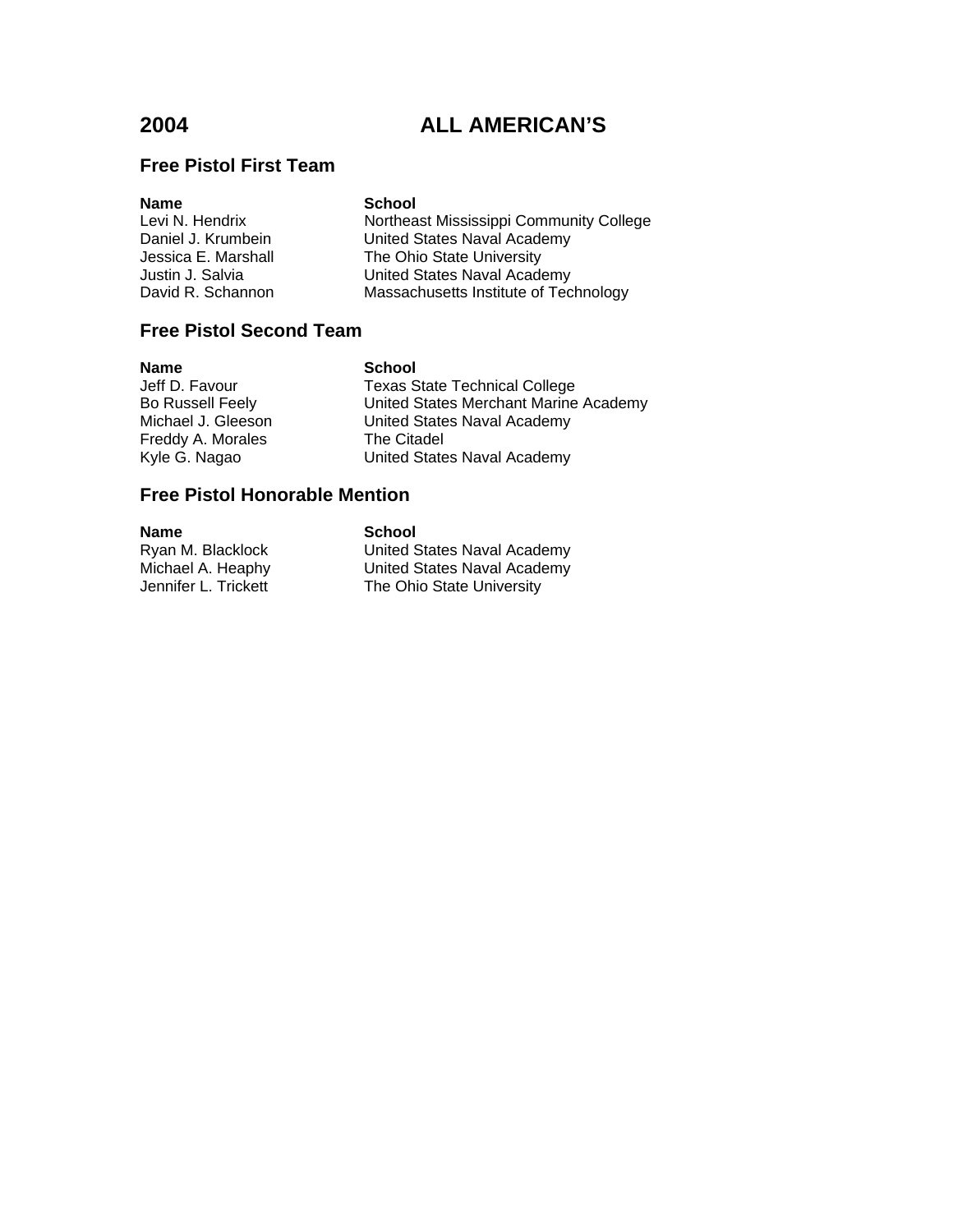# 2004 ALL AMERICAN'S

## Free Pistol First Team

| Name | School |
| --- | --- |
| Levi N. Hendrix | Northeast Mississippi Community College |
| Daniel J. Krumbein | United States Naval Academy |
| Jessica E. Marshall | The Ohio State University |
| Justin J. Salvia | United States Naval Academy |
| David R. Schannon | Massachusetts Institute of Technology |

## Free Pistol Second Team

| Name | School |
| --- | --- |
| Jeff D. Favour | Texas State Technical College |
| Bo Russell Feely | United States Merchant Marine Academy |
| Michael J. Gleeson | United States Naval Academy |
| Freddy A. Morales | The Citadel |
| Kyle G. Nagao | United States Naval Academy |

## Free Pistol Honorable Mention

| Name | School |
| --- | --- |
| Ryan M. Blacklock | United States Naval Academy |
| Michael A. Heaphy | United States Naval Academy |
| Jennifer L. Trickett | The Ohio State University |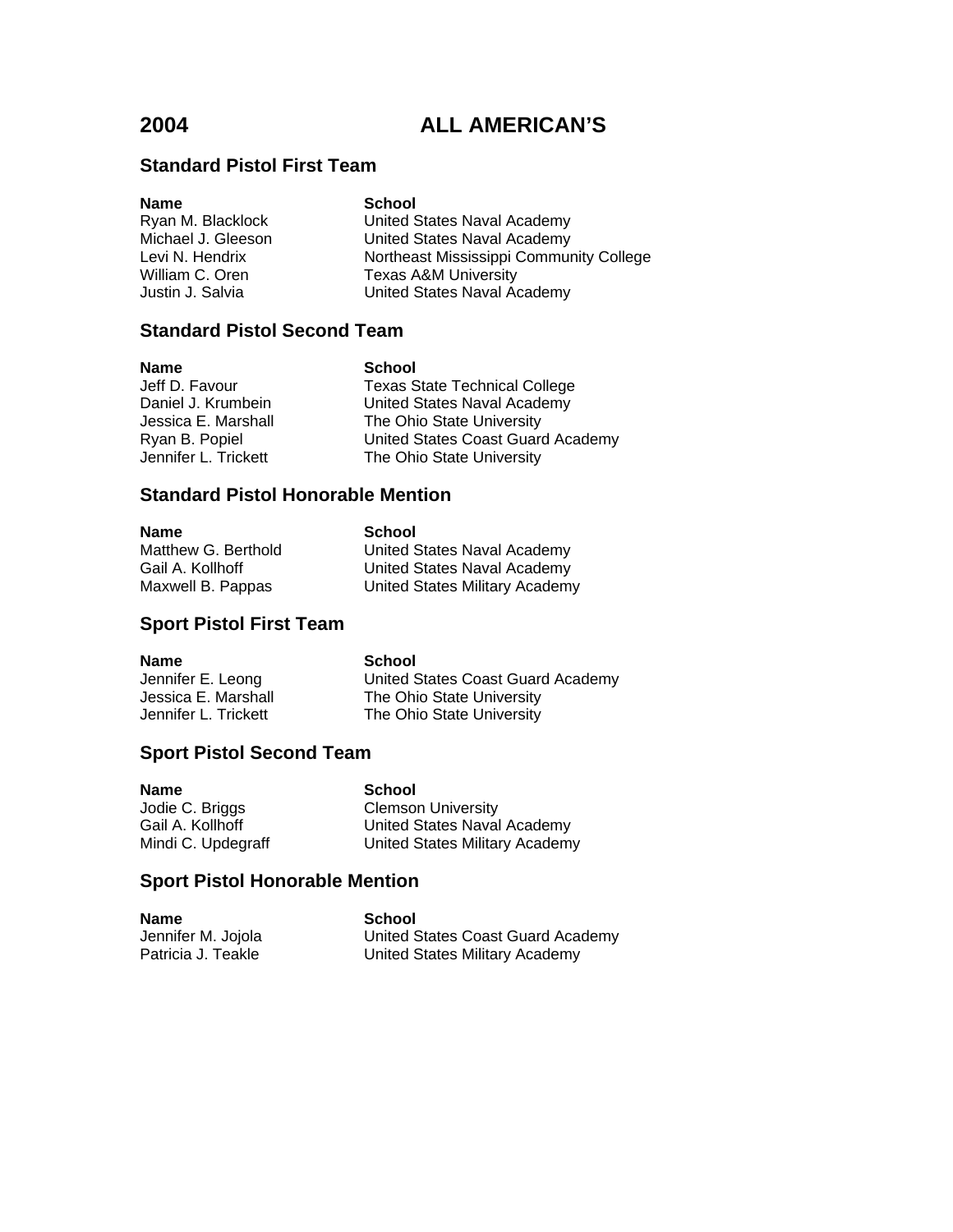# 2004 ALL AMERICAN'S

## Standard Pistol First Team

| Name | School |
|---|---|
| Ryan M. Blacklock | United States Naval Academy |
| Michael J. Gleeson | United States Naval Academy |
| Levi N. Hendrix | Northeast Mississippi Community College |
| William C. Oren | Texas A&M University |
| Justin J. Salvia | United States Naval Academy |

## Standard Pistol Second Team

| Name | School |
|---|---|
| Jeff D. Favour | Texas State Technical College |
| Daniel J. Krumbein | United States Naval Academy |
| Jessica E. Marshall | The Ohio State University |
| Ryan B. Popiel | United States Coast Guard Academy |
| Jennifer L. Trickett | The Ohio State University |

## Standard Pistol Honorable Mention

| Name | School |
|---|---|
| Matthew G. Berthold | United States Naval Academy |
| Gail A. Kollhoff | United States Naval Academy |
| Maxwell B. Pappas | United States Military Academy |

## Sport Pistol First Team

| Name | School |
|---|---|
| Jennifer E. Leong | United States Coast Guard Academy |
| Jessica E. Marshall | The Ohio State University |
| Jennifer L. Trickett | The Ohio State University |

## Sport Pistol Second Team

| Name | School |
|---|---|
| Jodie C. Briggs | Clemson University |
| Gail A. Kollhoff | United States Naval Academy |
| Mindi C. Updegraff | United States Military Academy |

## Sport Pistol Honorable Mention

| Name | School |
|---|---|
| Jennifer M. Jojola | United States Coast Guard Academy |
| Patricia J. Teakle | United States Military Academy |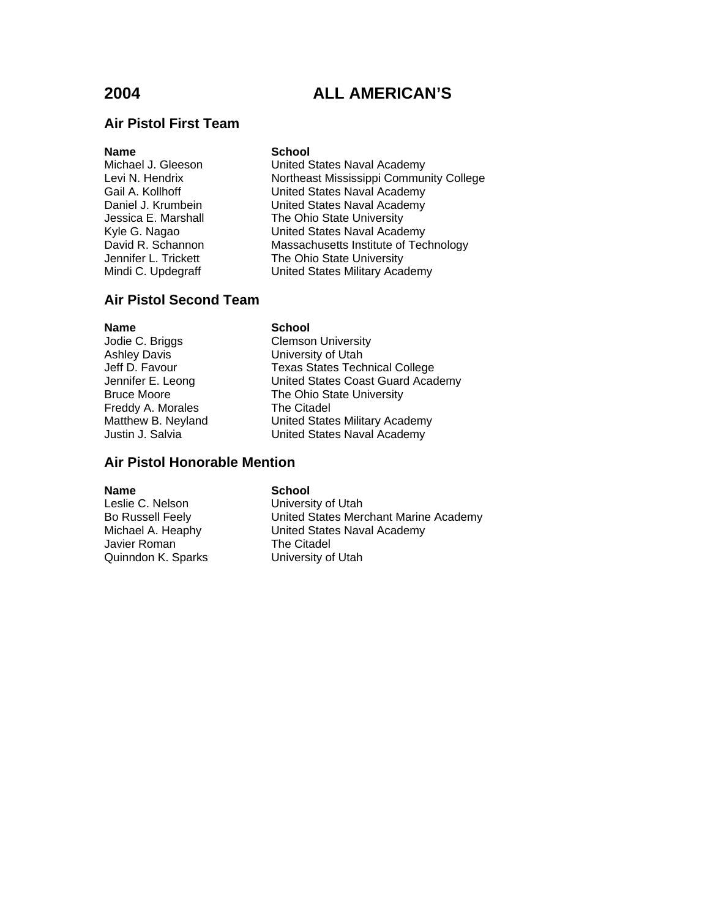# 2004 ALL AMERICAN'S

## Air Pistol First Team

| Name | School |
|---|---|
| Michael J. Gleeson | United States Naval Academy |
| Levi N. Hendrix | Northeast Mississippi Community College |
| Gail A. Kollhoff | United States Naval Academy |
| Daniel J. Krumbein | United States Naval Academy |
| Jessica E. Marshall | The Ohio State University |
| Kyle G. Nagao | United States Naval Academy |
| David R. Schannon | Massachusetts Institute of Technology |
| Jennifer L. Trickett | The Ohio State University |
| Mindi C. Updegraff | United States Military Academy |

## Air Pistol Second Team

| Name | School |
|---|---|
| Jodie C. Briggs | Clemson University |
| Ashley Davis | University of Utah |
| Jeff D. Favour | Texas States Technical College |
| Jennifer E. Leong | United States Coast Guard Academy |
| Bruce Moore | The Ohio State University |
| Freddy A. Morales | The Citadel |
| Matthew B. Neyland | United States Military Academy |
| Justin J. Salvia | United States Naval Academy |

## Air Pistol Honorable Mention

| Name | School |
|---|---|
| Leslie C. Nelson | University of Utah |
| Bo Russell Feely | United States Merchant Marine Academy |
| Michael A. Heaphy | United States Naval Academy |
| Javier Roman | The Citadel |
| Quinndon K. Sparks | University of Utah |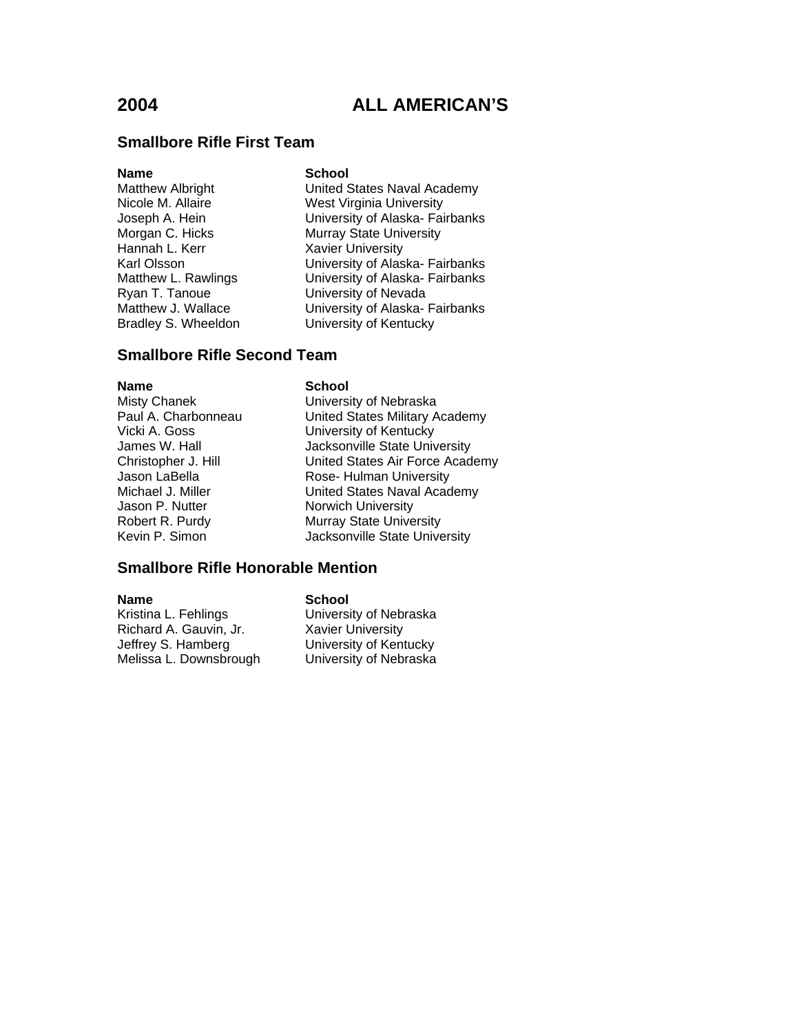# 2004 ALL AMERICAN'S

## Smallbore Rifle First Team

| Name | School |
|---|---|
| Matthew Albright | United States Naval Academy |
| Nicole M. Allaire | West Virginia University |
| Joseph A. Hein | University of Alaska- Fairbanks |
| Morgan C. Hicks | Murray State University |
| Hannah L. Kerr | Xavier University |
| Karl Olsson | University of Alaska- Fairbanks |
| Matthew L. Rawlings | University of Alaska- Fairbanks |
| Ryan T. Tanoue | University of Nevada |
| Matthew J. Wallace | University of Alaska- Fairbanks |
| Bradley S. Wheeldon | University of Kentucky |

## Smallbore Rifle Second Team

| Name | School |
|---|---|
| Misty Chanek | University of Nebraska |
| Paul A. Charbonneau | United States Military Academy |
| Vicki A. Goss | University of Kentucky |
| James W. Hall | Jacksonville State University |
| Christopher J. Hill | United States Air Force Academy |
| Jason LaBella | Rose- Hulman University |
| Michael J. Miller | United States Naval Academy |
| Jason P. Nutter | Norwich University |
| Robert R. Purdy | Murray State University |
| Kevin P. Simon | Jacksonville State University |

## Smallbore Rifle Honorable Mention

| Name | School |
|---|---|
| Kristina L. Fehlings | University of Nebraska |
| Richard A. Gauvin, Jr. | Xavier University |
| Jeffrey S. Hamberg | University of Kentucky |
| Melissa L. Downsbrough | University of Nebraska |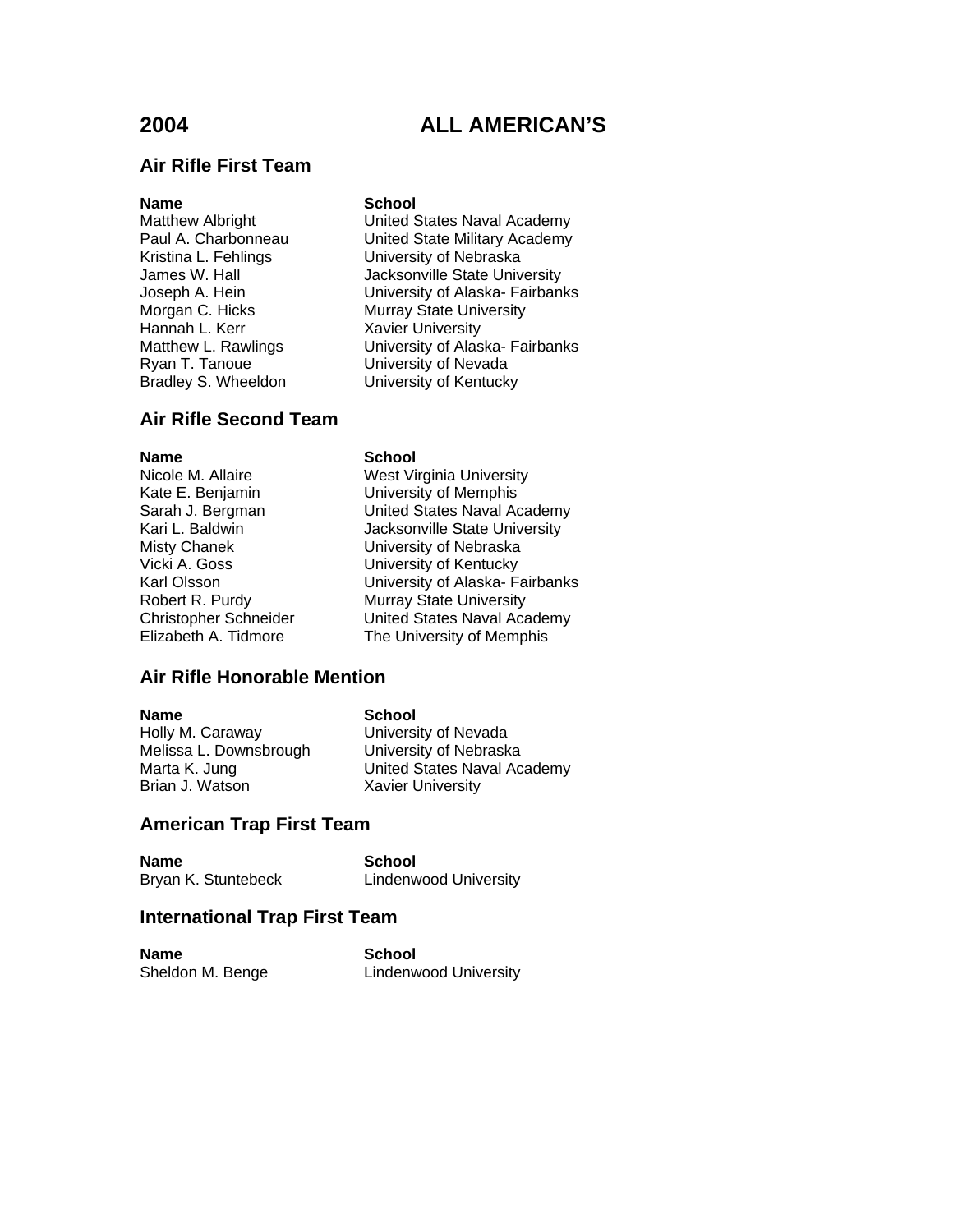# 2004 ALL AMERICAN'S

## Air Rifle First Team

| Name | School |
|---|---|
| Matthew Albright | United States Naval Academy |
| Paul A. Charbonneau | United State Military Academy |
| Kristina L. Fehlings | University of Nebraska |
| James W. Hall | Jacksonville State University |
| Joseph A. Hein | University of Alaska- Fairbanks |
| Morgan C. Hicks | Murray State University |
| Hannah L. Kerr | Xavier University |
| Matthew L. Rawlings | University of Alaska- Fairbanks |
| Ryan T. Tanoue | University of Nevada |
| Bradley S. Wheeldon | University of Kentucky |

## Air Rifle Second Team

| Name | School |
|---|---|
| Nicole M. Allaire | West Virginia University |
| Kate E. Benjamin | University of Memphis |
| Sarah J. Bergman | United States Naval Academy |
| Kari L. Baldwin | Jacksonville State University |
| Misty Chanek | University of Nebraska |
| Vicki A. Goss | University of Kentucky |
| Karl Olsson | University of Alaska- Fairbanks |
| Robert R. Purdy | Murray State University |
| Christopher Schneider | United States Naval Academy |
| Elizabeth A. Tidmore | The University of Memphis |

## Air Rifle Honorable Mention

| Name | School |
|---|---|
| Holly M. Caraway | University of Nevada |
| Melissa L. Downsbrough | University of Nebraska |
| Marta K. Jung | United States Naval Academy |
| Brian J. Watson | Xavier University |

## American Trap First Team

| Name | School |
|---|---|
| Bryan K. Stuntebeck | Lindenwood University |

## International Trap First Team

| Name | School |
|---|---|
| Sheldon M. Benge | Lindenwood University |